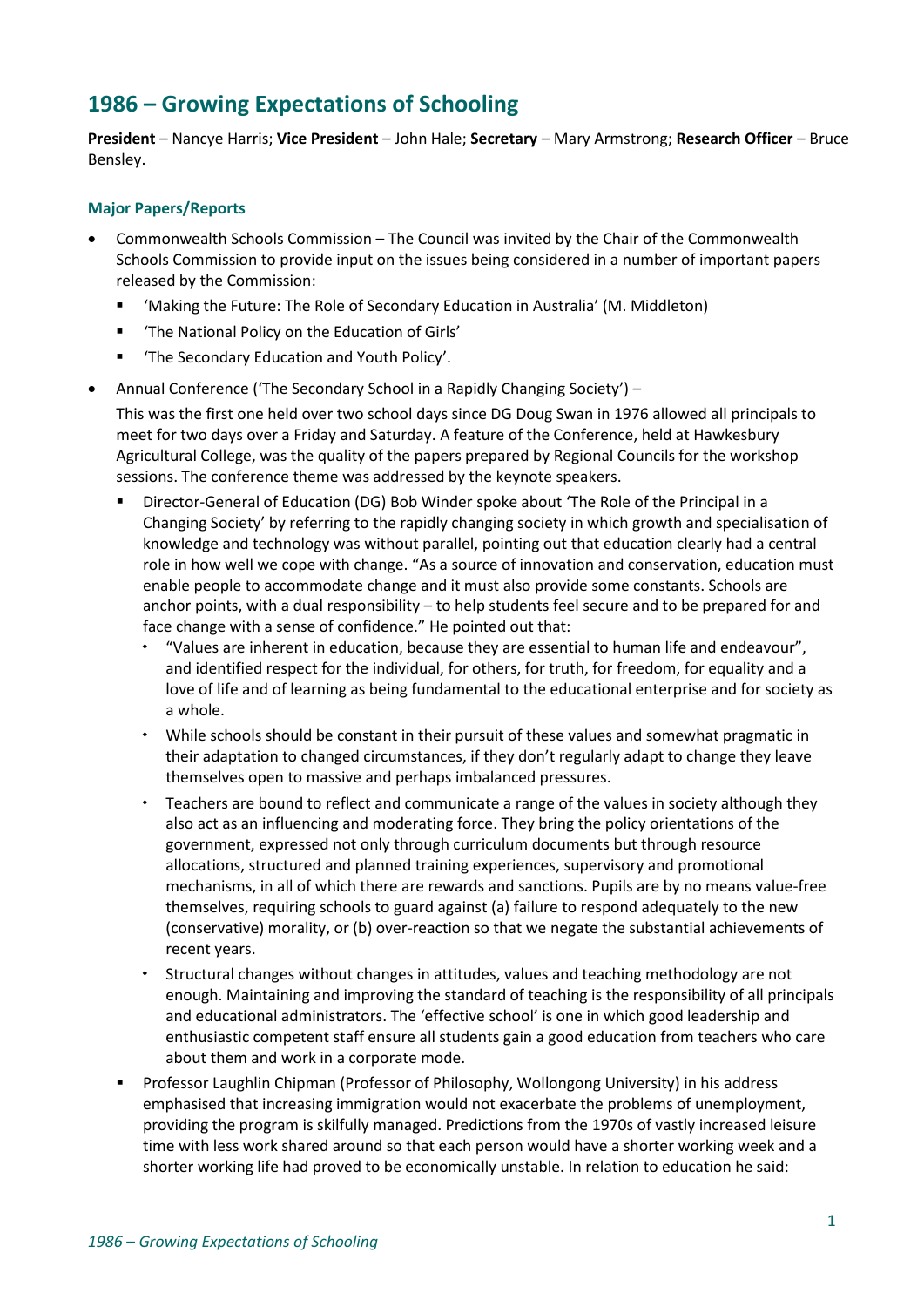# 1986 – Growing Expectations of Schooling

**President** – Nancye Harris; **Vice President** – John Hale; **Secretary** – Mary Armstrong; **Research Officer** – Bruce Bensley.

### Major Papers/Reports

- Commonwealth Schools Commission – The Council was invited by the Chair of the Commonwealth Schools Commission to provide input on the issues being considered in a number of important papers released by the Commission:
  - 'Making the Future: The Role of Secondary Education in Australia' (M. Middleton)
  - 'The National Policy on the Education of Girls'
  - 'The Secondary Education and Youth Policy'.
- Annual Conference ('The Secondary School in a Rapidly Changing Society') –

  This was the first one held over two school days since DG Doug Swan in 1976 allowed all principals to meet for two days over a Friday and Saturday. A feature of the Conference, held at Hawkesbury Agricultural College, was the quality of the papers prepared by Regional Councils for the workshop sessions. The conference theme was addressed by the keynote speakers.
  - Director-General of Education (DG) Bob Winder spoke about 'The Role of the Principal in a Changing Society' by referring to the rapidly changing society in which growth and specialisation of knowledge and technology was without parallel, pointing out that education clearly had a central role in how well we cope with change. "As a source of innovation and conservation, education must enable people to accommodate change and it must also provide some constants. Schools are anchor points, with a dual responsibility – to help students feel secure and to be prepared for and face change with a sense of confidence." He pointed out that:
    - "Values are inherent in education, because they are essential to human life and endeavour", and identified respect for the individual, for others, for truth, for freedom, for equality and a love of life and of learning as being fundamental to the educational enterprise and for society as a whole.
    - While schools should be constant in their pursuit of these values and somewhat pragmatic in their adaptation to changed circumstances, if they don't regularly adapt to change they leave themselves open to massive and perhaps imbalanced pressures.
    - Teachers are bound to reflect and communicate a range of the values in society although they also act as an influencing and moderating force. They bring the policy orientations of the government, expressed not only through curriculum documents but through resource allocations, structured and planned training experiences, supervisory and promotional mechanisms, in all of which there are rewards and sanctions. Pupils are by no means value-free themselves, requiring schools to guard against (a) failure to respond adequately to the new (conservative) morality, or (b) over-reaction so that we negate the substantial achievements of recent years.
    - Structural changes without changes in attitudes, values and teaching methodology are not enough. Maintaining and improving the standard of teaching is the responsibility of all principals and educational administrators. The 'effective school' is one in which good leadership and enthusiastic competent staff ensure all students gain a good education from teachers who care about them and work in a corporate mode.
  - Professor Laughlin Chipman (Professor of Philosophy, Wollongong University) in his address emphasised that increasing immigration would not exacerbate the problems of unemployment, providing the program is skilfully managed. Predictions from the 1970s of vastly increased leisure time with less work shared around so that each person would have a shorter working week and a shorter working life had proved to be economically unstable. In relation to education he said: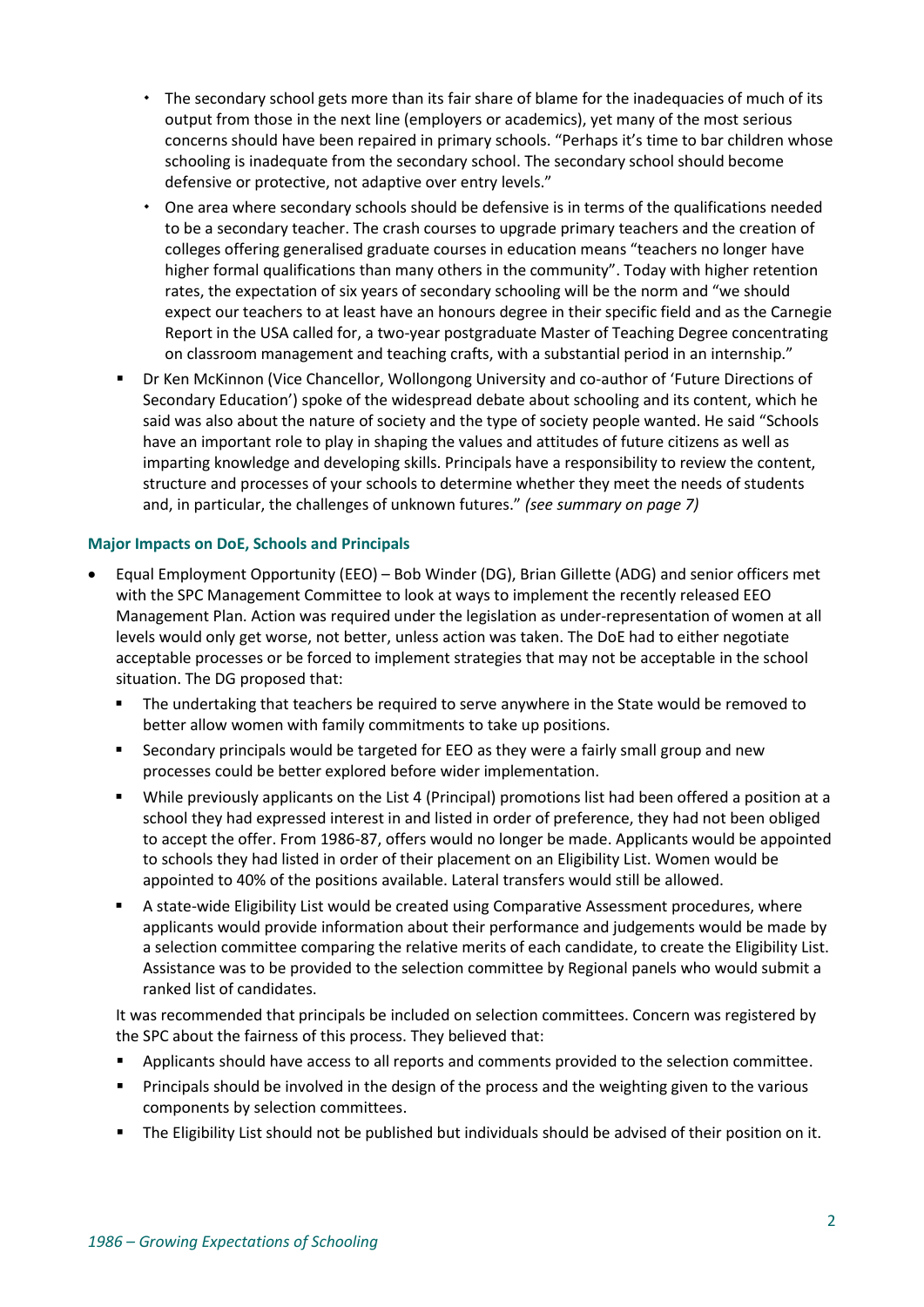- The secondary school gets more than its fair share of blame for the inadequacies of much of its output from those in the next line (employers or academics), yet many of the most serious concerns should have been repaired in primary schools. "Perhaps it's time to bar children whose schooling is inadequate from the secondary school. The secondary school should become defensive or protective, not adaptive over entry levels."
    - One area where secondary schools should be defensive is in terms of the qualifications needed to be a secondary teacher. The crash courses to upgrade primary teachers and the creation of colleges offering generalised graduate courses in education means "teachers no longer have higher formal qualifications than many others in the community". Today with higher retention rates, the expectation of six years of secondary schooling will be the norm and "we should expect our teachers to at least have an honours degree in their specific field and as the Carnegie Report in the USA called for, a two-year postgraduate Master of Teaching Degree concentrating on classroom management and teaching crafts, with a substantial period in an internship."
  - Dr Ken McKinnon (Vice Chancellor, Wollongong University and co-author of 'Future Directions of Secondary Education') spoke of the widespread debate about schooling and its content, which he said was also about the nature of society and the type of society people wanted. He said "Schools have an important role to play in shaping the values and attitudes of future citizens as well as imparting knowledge and developing skills. Principals have a responsibility to review the content, structure and processes of your schools to determine whether they meet the needs of students and, in particular, the challenges of unknown futures." *(see summary on page 7)*

### Major Impacts on DoE, Schools and Principals

- Equal Employment Opportunity (EEO) – Bob Winder (DG), Brian Gillette (ADG) and senior officers met with the SPC Management Committee to look at ways to implement the recently released EEO Management Plan. Action was required under the legislation as under-representation of women at all levels would only get worse, not better, unless action was taken. The DoE had to either negotiate acceptable processes or be forced to implement strategies that may not be acceptable in the school situation. The DG proposed that:
  - The undertaking that teachers be required to serve anywhere in the State would be removed to better allow women with family commitments to take up positions.
  - Secondary principals would be targeted for EEO as they were a fairly small group and new processes could be better explored before wider implementation.
  - While previously applicants on the List 4 (Principal) promotions list had been offered a position at a school they had expressed interest in and listed in order of preference, they had not been obliged to accept the offer. From 1986-87, offers would no longer be made. Applicants would be appointed to schools they had listed in order of their placement on an Eligibility List. Women would be appointed to 40% of the positions available. Lateral transfers would still be allowed.
  - A state-wide Eligibility List would be created using Comparative Assessment procedures, where applicants would provide information about their performance and judgements would be made by a selection committee comparing the relative merits of each candidate, to create the Eligibility List. Assistance was to be provided to the selection committee by Regional panels who would submit a ranked list of candidates.

  It was recommended that principals be included on selection committees. Concern was registered by the SPC about the fairness of this process. They believed that:

  - Applicants should have access to all reports and comments provided to the selection committee.
  - Principals should be involved in the design of the process and the weighting given to the various components by selection committees.
  - The Eligibility List should not be published but individuals should be advised of their position on it.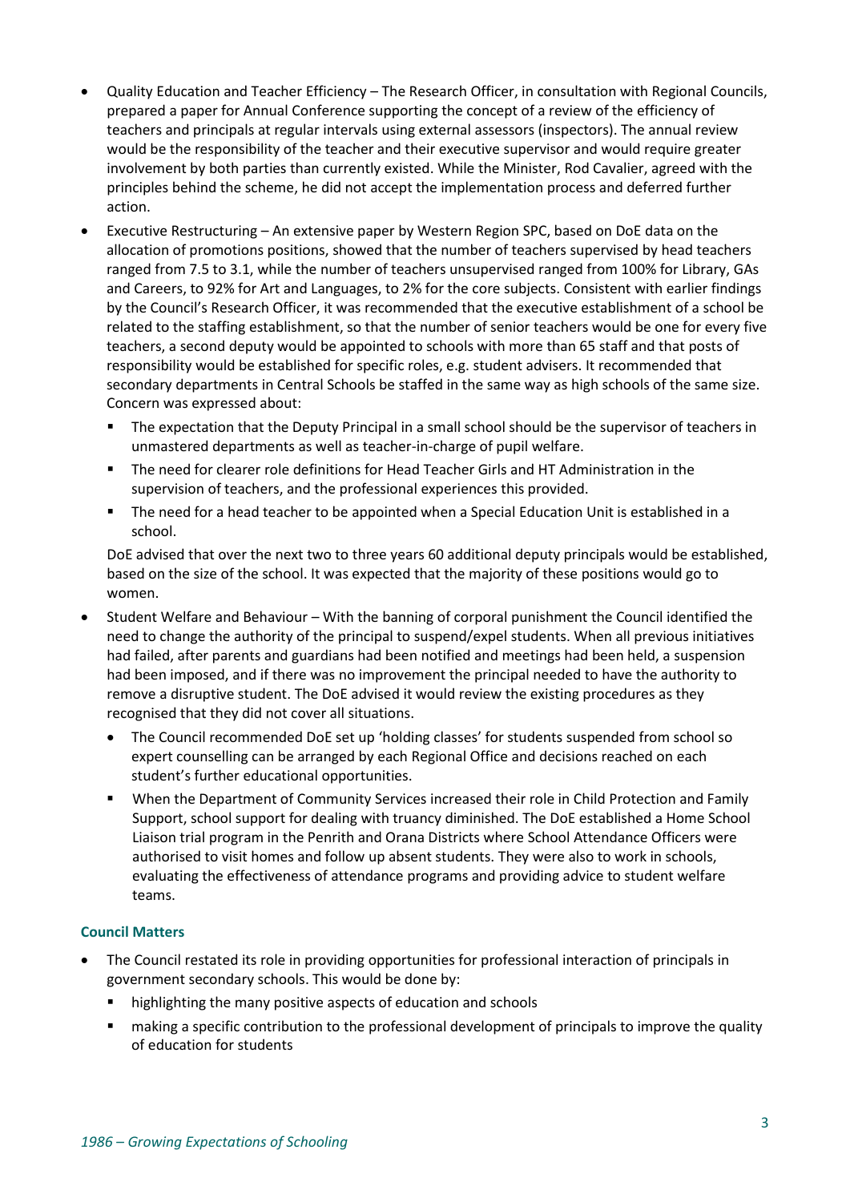- Quality Education and Teacher Efficiency – The Research Officer, in consultation with Regional Councils, prepared a paper for Annual Conference supporting the concept of a review of the efficiency of teachers and principals at regular intervals using external assessors (inspectors). The annual review would be the responsibility of the teacher and their executive supervisor and would require greater involvement by both parties than currently existed. While the Minister, Rod Cavalier, agreed with the principles behind the scheme, he did not accept the implementation process and deferred further action.
- Executive Restructuring – An extensive paper by Western Region SPC, based on DoE data on the allocation of promotions positions, showed that the number of teachers supervised by head teachers ranged from 7.5 to 3.1, while the number of teachers unsupervised ranged from 100% for Library, GAs and Careers, to 92% for Art and Languages, to 2% for the core subjects. Consistent with earlier findings by the Council's Research Officer, it was recommended that the executive establishment of a school be related to the staffing establishment, so that the number of senior teachers would be one for every five teachers, a second deputy would be appointed to schools with more than 65 staff and that posts of responsibility would be established for specific roles, e.g. student advisers. It recommended that secondary departments in Central Schools be staffed in the same way as high schools of the same size. Concern was expressed about:
  - The expectation that the Deputy Principal in a small school should be the supervisor of teachers in unmastered departments as well as teacher-in-charge of pupil welfare.
  - The need for clearer role definitions for Head Teacher Girls and HT Administration in the supervision of teachers, and the professional experiences this provided.
  - The need for a head teacher to be appointed when a Special Education Unit is established in a school.

  DoE advised that over the next two to three years 60 additional deputy principals would be established, based on the size of the school. It was expected that the majority of these positions would go to women.
- Student Welfare and Behaviour – With the banning of corporal punishment the Council identified the need to change the authority of the principal to suspend/expel students. When all previous initiatives had failed, after parents and guardians had been notified and meetings had been held, a suspension had been imposed, and if there was no improvement the principal needed to have the authority to remove a disruptive student. The DoE advised it would review the existing procedures as they recognised that they did not cover all situations.
  - The Council recommended DoE set up 'holding classes' for students suspended from school so expert counselling can be arranged by each Regional Office and decisions reached on each student's further educational opportunities.
  - When the Department of Community Services increased their role in Child Protection and Family Support, school support for dealing with truancy diminished. The DoE established a Home School Liaison trial program in the Penrith and Orana Districts where School Attendance Officers were authorised to visit homes and follow up absent students. They were also to work in schools, evaluating the effectiveness of attendance programs and providing advice to student welfare teams.

### Council Matters

- The Council restated its role in providing opportunities for professional interaction of principals in government secondary schools. This would be done by:
  - highlighting the many positive aspects of education and schools
  - making a specific contribution to the professional development of principals to improve the quality of education for students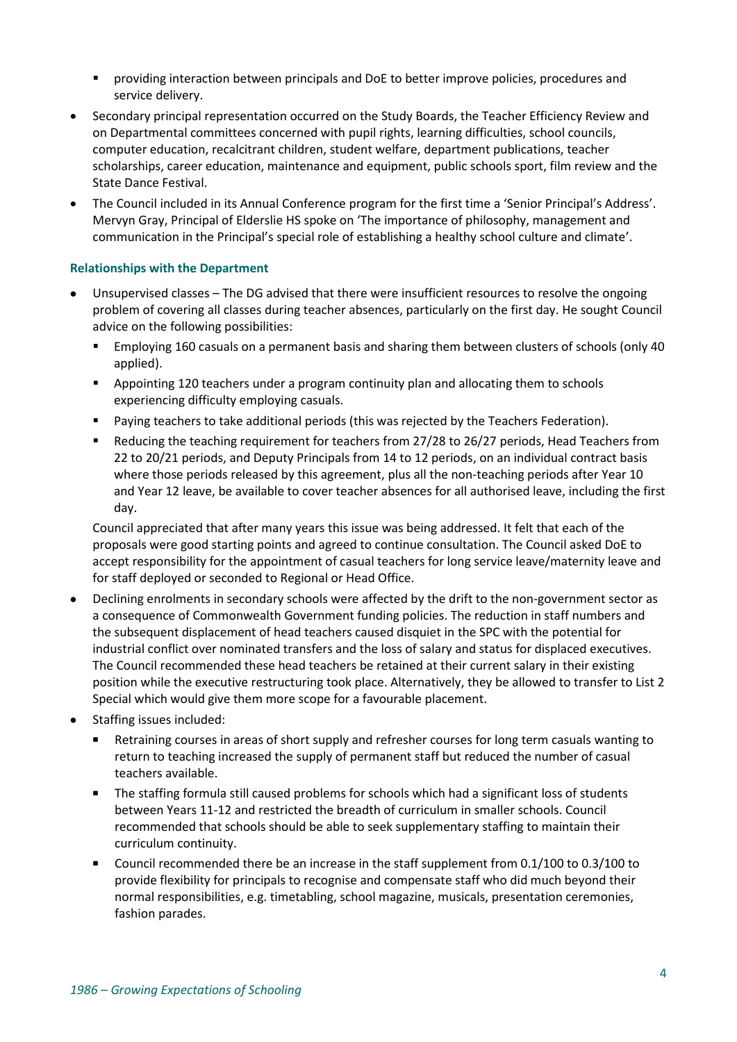- providing interaction between principals and DoE to better improve policies, procedures and service delivery.
- Secondary principal representation occurred on the Study Boards, the Teacher Efficiency Review and on Departmental committees concerned with pupil rights, learning difficulties, school councils, computer education, recalcitrant children, student welfare, department publications, teacher scholarships, career education, maintenance and equipment, public schools sport, film review and the State Dance Festival.
- The Council included in its Annual Conference program for the first time a 'Senior Principal's Address'. Mervyn Gray, Principal of Elderslie HS spoke on 'The importance of philosophy, management and communication in the Principal's special role of establishing a healthy school culture and climate'.

#### Relationships with the Department

- Unsupervised classes – The DG advised that there were insufficient resources to resolve the ongoing problem of covering all classes during teacher absences, particularly on the first day. He sought Council advice on the following possibilities:
  - Employing 160 casuals on a permanent basis and sharing them between clusters of schools (only 40 applied).
  - Appointing 120 teachers under a program continuity plan and allocating them to schools experiencing difficulty employing casuals.
  - Paying teachers to take additional periods (this was rejected by the Teachers Federation).
  - Reducing the teaching requirement for teachers from 27/28 to 26/27 periods, Head Teachers from 22 to 20/21 periods, and Deputy Principals from 14 to 12 periods, on an individual contract basis where those periods released by this agreement, plus all the non-teaching periods after Year 10 and Year 12 leave, be available to cover teacher absences for all authorised leave, including the first day.

  Council appreciated that after many years this issue was being addressed. It felt that each of the proposals were good starting points and agreed to continue consultation. The Council asked DoE to accept responsibility for the appointment of casual teachers for long service leave/maternity leave and for staff deployed or seconded to Regional or Head Office.
- Declining enrolments in secondary schools were affected by the drift to the non-government sector as a consequence of Commonwealth Government funding policies. The reduction in staff numbers and the subsequent displacement of head teachers caused disquiet in the SPC with the potential for industrial conflict over nominated transfers and the loss of salary and status for displaced executives. The Council recommended these head teachers be retained at their current salary in their existing position while the executive restructuring took place. Alternatively, they be allowed to transfer to List 2 Special which would give them more scope for a favourable placement.
- Staffing issues included:
  - Retraining courses in areas of short supply and refresher courses for long term casuals wanting to return to teaching increased the supply of permanent staff but reduced the number of casual teachers available.
  - The staffing formula still caused problems for schools which had a significant loss of students between Years 11-12 and restricted the breadth of curriculum in smaller schools. Council recommended that schools should be able to seek supplementary staffing to maintain their curriculum continuity.
  - Council recommended there be an increase in the staff supplement from 0.1/100 to 0.3/100 to provide flexibility for principals to recognise and compensate staff who did much beyond their normal responsibilities, e.g. timetabling, school magazine, musicals, presentation ceremonies, fashion parades.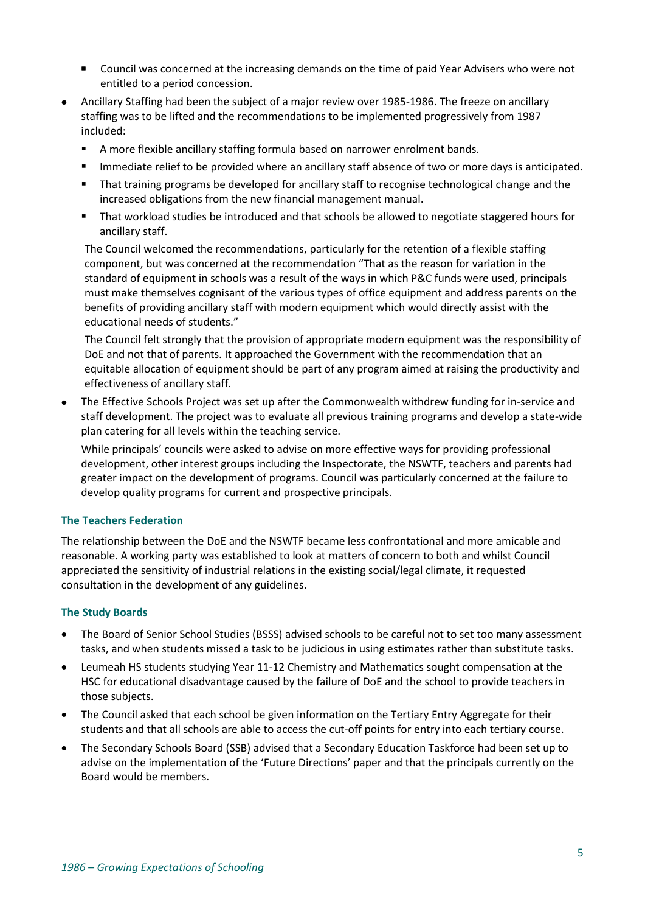- Council was concerned at the increasing demands on the time of paid Year Advisers who were not entitled to a period concession.
- Ancillary Staffing had been the subject of a major review over 1985-1986. The freeze on ancillary staffing was to be lifted and the recommendations to be implemented progressively from 1987 included:
  - A more flexible ancillary staffing formula based on narrower enrolment bands.
  - Immediate relief to be provided where an ancillary staff absence of two or more days is anticipated.
  - That training programs be developed for ancillary staff to recognise technological change and the increased obligations from the new financial management manual.
  - That workload studies be introduced and that schools be allowed to negotiate staggered hours for ancillary staff.

  The Council welcomed the recommendations, particularly for the retention of a flexible staffing component, but was concerned at the recommendation "That as the reason for variation in the standard of equipment in schools was a result of the ways in which P&C funds were used, principals must make themselves cognisant of the various types of office equipment and address parents on the benefits of providing ancillary staff with modern equipment which would directly assist with the educational needs of students."

  The Council felt strongly that the provision of appropriate modern equipment was the responsibility of DoE and not that of parents. It approached the Government with the recommendation that an equitable allocation of equipment should be part of any program aimed at raising the productivity and effectiveness of ancillary staff.
- The Effective Schools Project was set up after the Commonwealth withdrew funding for in-service and staff development. The project was to evaluate all previous training programs and develop a state-wide plan catering for all levels within the teaching service.

  While principals' councils were asked to advise on more effective ways for providing professional development, other interest groups including the Inspectorate, the NSWTF, teachers and parents had greater impact on the development of programs. Council was particularly concerned at the failure to develop quality programs for current and prospective principals.

#### The Teachers Federation

The relationship between the DoE and the NSWTF became less confrontational and more amicable and reasonable. A working party was established to look at matters of concern to both and whilst Council appreciated the sensitivity of industrial relations in the existing social/legal climate, it requested consultation in the development of any guidelines.

#### The Study Boards

- The Board of Senior School Studies (BSSS) advised schools to be careful not to set too many assessment tasks, and when students missed a task to be judicious in using estimates rather than substitute tasks.
- Leumeah HS students studying Year 11-12 Chemistry and Mathematics sought compensation at the HSC for educational disadvantage caused by the failure of DoE and the school to provide teachers in those subjects.
- The Council asked that each school be given information on the Tertiary Entry Aggregate for their students and that all schools are able to access the cut-off points for entry into each tertiary course.
- The Secondary Schools Board (SSB) advised that a Secondary Education Taskforce had been set up to advise on the implementation of the 'Future Directions' paper and that the principals currently on the Board would be members.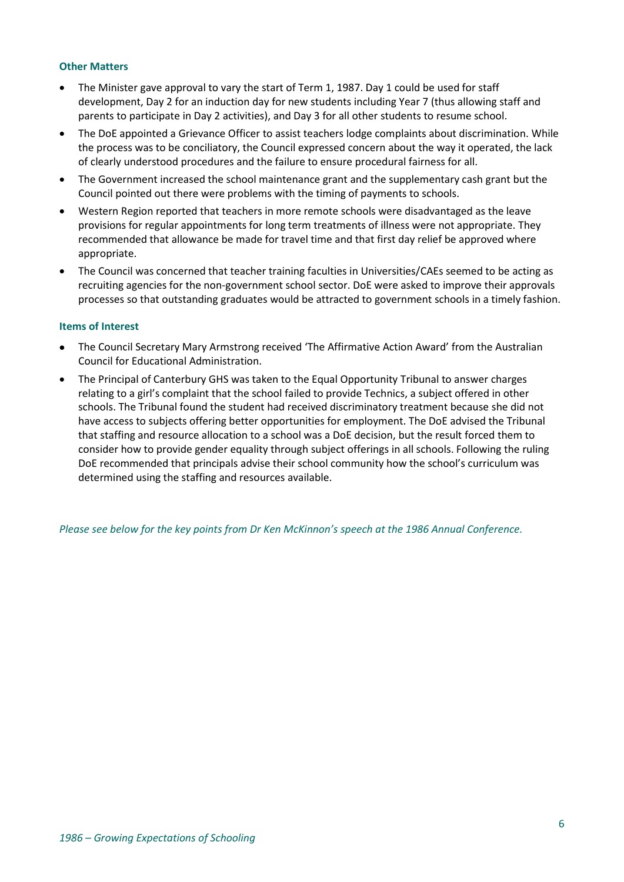### Other Matters

- The Minister gave approval to vary the start of Term 1, 1987. Day 1 could be used for staff development, Day 2 for an induction day for new students including Year 7 (thus allowing staff and parents to participate in Day 2 activities), and Day 3 for all other students to resume school.
- The DoE appointed a Grievance Officer to assist teachers lodge complaints about discrimination. While the process was to be conciliatory, the Council expressed concern about the way it operated, the lack of clearly understood procedures and the failure to ensure procedural fairness for all.
- The Government increased the school maintenance grant and the supplementary cash grant but the Council pointed out there were problems with the timing of payments to schools.
- Western Region reported that teachers in more remote schools were disadvantaged as the leave provisions for regular appointments for long term treatments of illness were not appropriate. They recommended that allowance be made for travel time and that first day relief be approved where appropriate.
- The Council was concerned that teacher training faculties in Universities/CAEs seemed to be acting as recruiting agencies for the non-government school sector. DoE were asked to improve their approvals processes so that outstanding graduates would be attracted to government schools in a timely fashion.

### Items of Interest

- The Council Secretary Mary Armstrong received 'The Affirmative Action Award' from the Australian Council for Educational Administration.
- The Principal of Canterbury GHS was taken to the Equal Opportunity Tribunal to answer charges relating to a girl's complaint that the school failed to provide Technics, a subject offered in other schools. The Tribunal found the student had received discriminatory treatment because she did not have access to subjects offering better opportunities for employment. The DoE advised the Tribunal that staffing and resource allocation to a school was a DoE decision, but the result forced them to consider how to provide gender equality through subject offerings in all schools. Following the ruling DoE recommended that principals advise their school community how the school's curriculum was determined using the staffing and resources available.

*Please see below for the key points from Dr Ken McKinnon's speech at the 1986 Annual Conference.*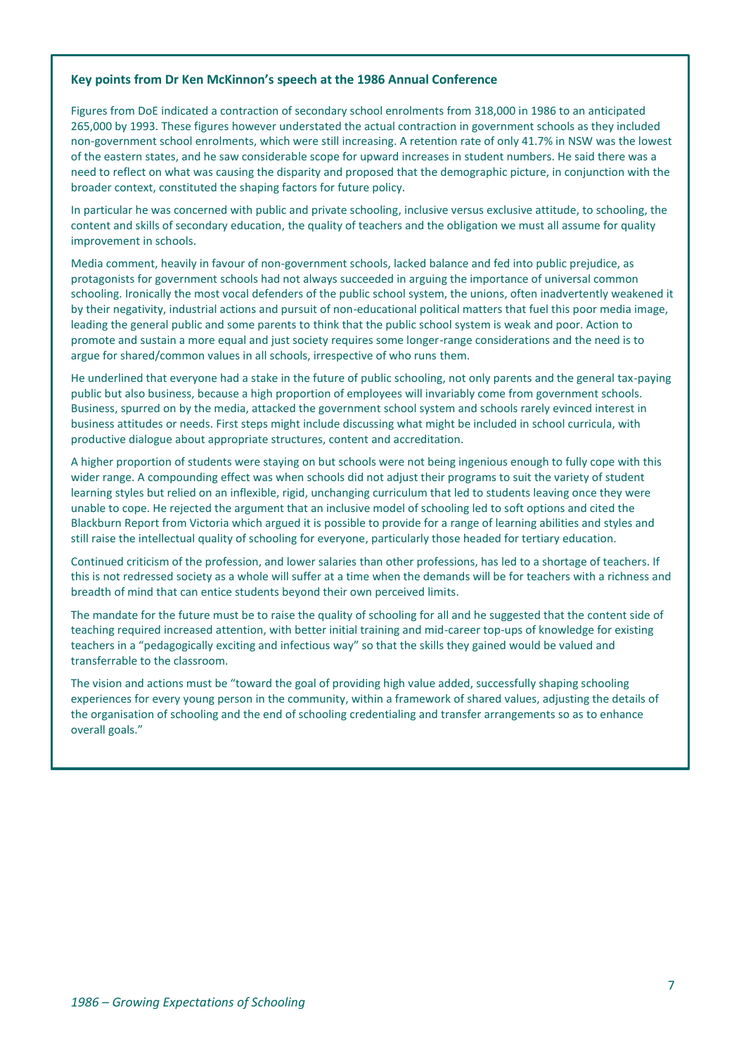**Key points from Dr Ken McKinnon's speech at the 1986 Annual Conference**

Figures from DoE indicated a contraction of secondary school enrolments from 318,000 in 1986 to an anticipated 265,000 by 1993. These figures however understated the actual contraction in government schools as they included non-government school enrolments, which were still increasing. A retention rate of only 41.7% in NSW was the lowest of the eastern states, and he saw considerable scope for upward increases in student numbers. He said there was a need to reflect on what was causing the disparity and proposed that the demographic picture, in conjunction with the broader context, constituted the shaping factors for future policy.

In particular he was concerned with public and private schooling, inclusive versus exclusive attitude, to schooling, the content and skills of secondary education, the quality of teachers and the obligation we must all assume for quality improvement in schools.

Media comment, heavily in favour of non-government schools, lacked balance and fed into public prejudice, as protagonists for government schools had not always succeeded in arguing the importance of universal common schooling. Ironically the most vocal defenders of the public school system, the unions, often inadvertently weakened it by their negativity, industrial actions and pursuit of non-educational political matters that fuel this poor media image, leading the general public and some parents to think that the public school system is weak and poor. Action to promote and sustain a more equal and just society requires some longer-range considerations and the need is to argue for shared/common values in all schools, irrespective of who runs them.

He underlined that everyone had a stake in the future of public schooling, not only parents and the general tax-paying public but also business, because a high proportion of employees will invariably come from government schools. Business, spurred on by the media, attacked the government school system and schools rarely evinced interest in business attitudes or needs. First steps might include discussing what might be included in school curricula, with productive dialogue about appropriate structures, content and accreditation.

A higher proportion of students were staying on but schools were not being ingenious enough to fully cope with this wider range. A compounding effect was when schools did not adjust their programs to suit the variety of student learning styles but relied on an inflexible, rigid, unchanging curriculum that led to students leaving once they were unable to cope. He rejected the argument that an inclusive model of schooling led to soft options and cited the Blackburn Report from Victoria which argued it is possible to provide for a range of learning abilities and styles and still raise the intellectual quality of schooling for everyone, particularly those headed for tertiary education.

Continued criticism of the profession, and lower salaries than other professions, has led to a shortage of teachers. If this is not redressed society as a whole will suffer at a time when the demands will be for teachers with a richness and breadth of mind that can entice students beyond their own perceived limits.

The mandate for the future must be to raise the quality of schooling for all and he suggested that the content side of teaching required increased attention, with better initial training and mid-career top-ups of knowledge for existing teachers in a "pedagogically exciting and infectious way" so that the skills they gained would be valued and transferrable to the classroom.

The vision and actions must be "toward the goal of providing high value added, successfully shaping schooling experiences for every young person in the community, within a framework of shared values, adjusting the details of the organisation of schooling and the end of schooling credentialing and transfer arrangements so as to enhance overall goals."